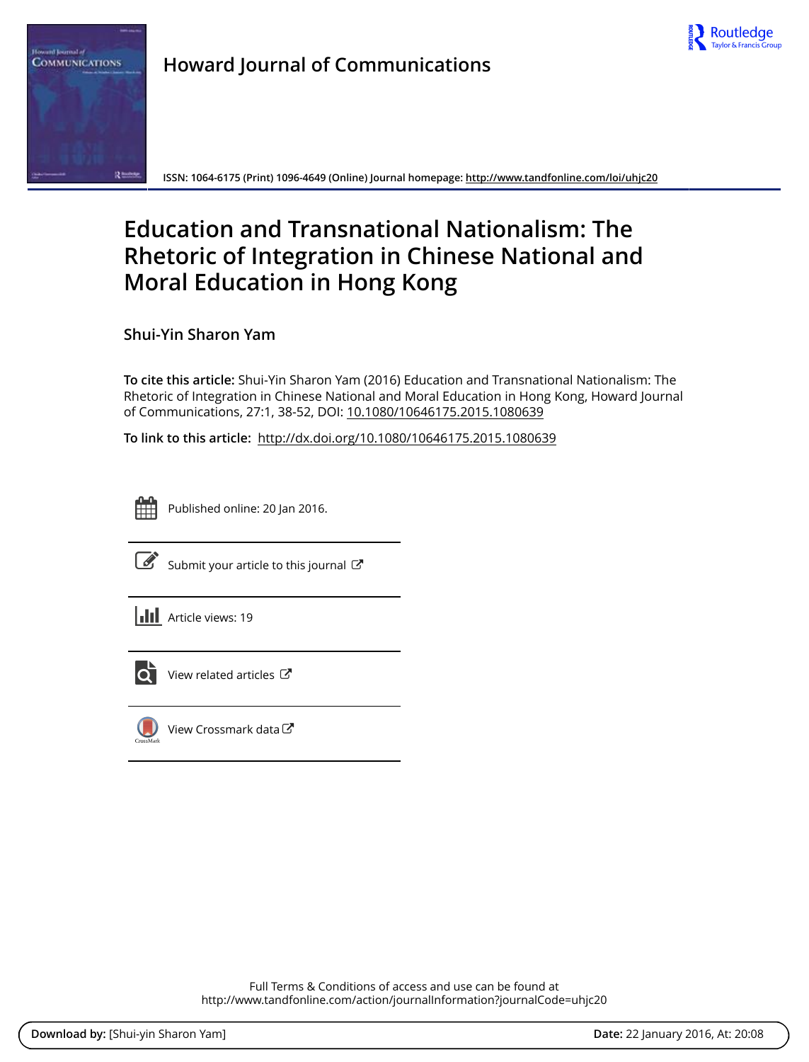Howard Journal of Communications

ISSN: 1064-6175 (Print) 1096-4649 (Online) Journal homepage: http://www.tandfonline.com/loi/uhjc20

# Education and Transnational Nationalism: The Rhetoric of Integration in Chinese National and Moral Education in Hong Kong

**Shui-Yin Sharon Yam**

**To cite this article:** Shui-Yin Sharon Yam (2016) Education and Transnational Nationalism: The Rhetoric of Integration in Chinese National and Moral Education in Hong Kong, Howard Journal of Communications, 27:1, 38-52, DOI: 10.1080/10646175.2015.1080639

**To link to this article:** http://dx.doi.org/10.1080/10646175.2015.1080639

Published online: 20 Jan 2016.

Submit your article to this journal

Article views: 19

View related articles

View Crossmark data

Full Terms & Conditions of access and use can be found at
http://www.tandfonline.com/action/journalInformation?journalCode=uhjc20

**Download by:** [Shui-yin Sharon Yam] **Date:** 22 January 2016, At: 20:08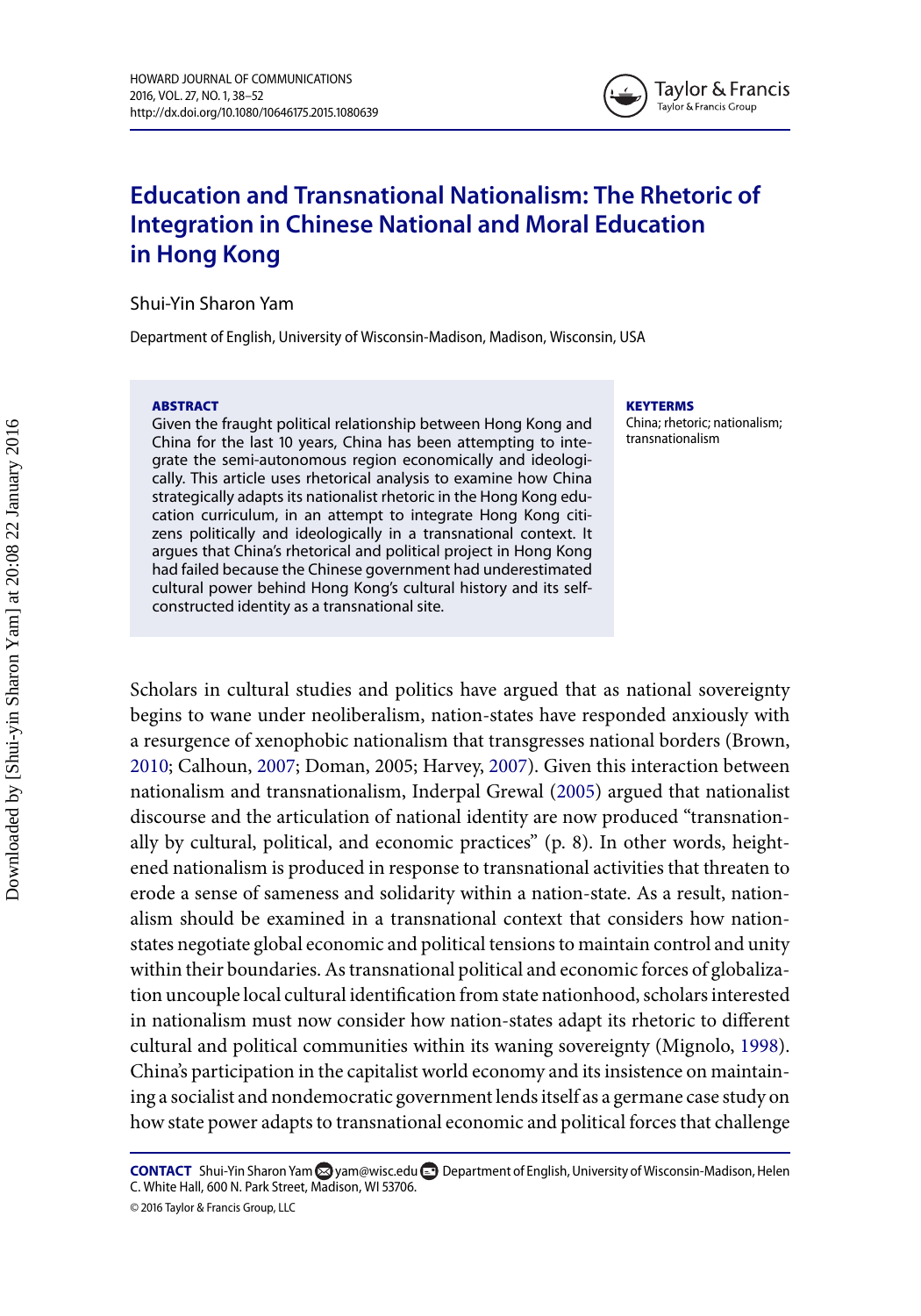# Education and Transnational Nationalism: The Rhetoric of Integration in Chinese National and Moral Education in Hong Kong

Shui-Yin Sharon Yam

Department of English, University of Wisconsin-Madison, Madison, Wisconsin, USA

**ABSTRACT**

Given the fraught political relationship between Hong Kong and China for the last 10 years, China has been attempting to integrate the semi-autonomous region economically and ideologically. This article uses rhetorical analysis to examine how China strategically adapts its nationalist rhetoric in the Hong Kong education curriculum, in an attempt to integrate Hong Kong citizens politically and ideologically in a transnational context. It argues that China's rhetorical and political project in Hong Kong had failed because the Chinese government had underestimated cultural power behind Hong Kong's cultural history and its self-constructed identity as a transnational site.

**KEYTERMS**

China; rhetoric; nationalism; transnationalism

Scholars in cultural studies and politics have argued that as national sovereignty begins to wane under neoliberalism, nation-states have responded anxiously with a resurgence of xenophobic nationalism that transgresses national borders (Brown, 2010; Calhoun, 2007; Doman, 2005; Harvey, 2007). Given this interaction between nationalism and transnationalism, Inderpal Grewal (2005) argued that nationalist discourse and the articulation of national identity are now produced "transnationally by cultural, political, and economic practices" (p. 8). In other words, heightened nationalism is produced in response to transnational activities that threaten to erode a sense of sameness and solidarity within a nation-state. As a result, nationalism should be examined in a transnational context that considers how nation-states negotiate global economic and political tensions to maintain control and unity within their boundaries. As transnational political and economic forces of globalization uncouple local cultural identification from state nationhood, scholars interested in nationalism must now consider how nation-states adapt its rhetoric to different cultural and political communities within its waning sovereignty (Mignolo, 1998). China's participation in the capitalist world economy and its insistence on maintaining a socialist and nondemocratic government lends itself as a germane case study on how state power adapts to transnational economic and political forces that challenge

**CONTACT** Shui-Yin Sharon Yam yam@wisc.edu Department of English, University of Wisconsin-Madison, Helen C. White Hall, 600 N. Park Street, Madison, WI 53706.

© 2016 Taylor & Francis Group, LLC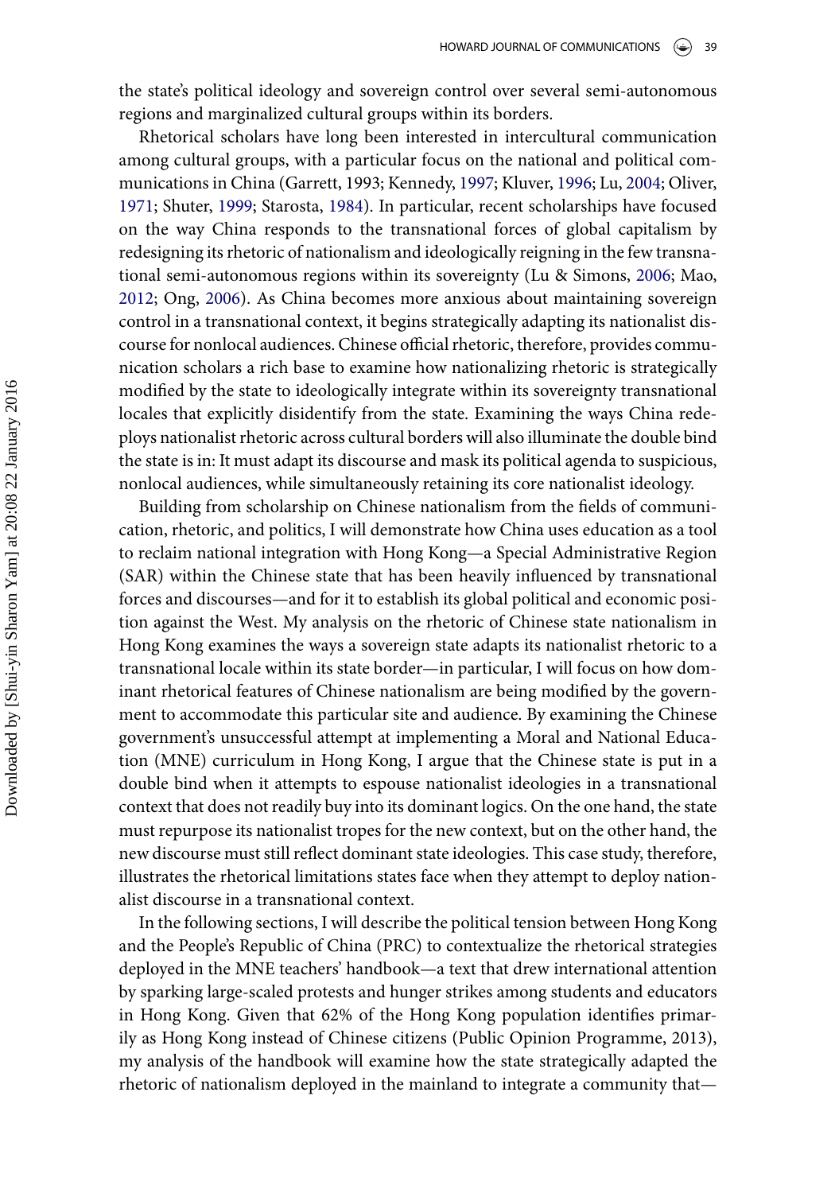the state's political ideology and sovereign control over several semi-autonomous regions and marginalized cultural groups within its borders.

Rhetorical scholars have long been interested in intercultural communication among cultural groups, with a particular focus on the national and political communications in China (Garrett, 1993; Kennedy, 1997; Kluver, 1996; Lu, 2004; Oliver, 1971; Shuter, 1999; Starosta, 1984). In particular, recent scholarships have focused on the way China responds to the transnational forces of global capitalism by redesigning its rhetoric of nationalism and ideologically reigning in the few transnational semi-autonomous regions within its sovereignty (Lu & Simons, 2006; Mao, 2012; Ong, 2006). As China becomes more anxious about maintaining sovereign control in a transnational context, it begins strategically adapting its nationalist discourse for nonlocal audiences. Chinese official rhetoric, therefore, provides communication scholars a rich base to examine how nationalizing rhetoric is strategically modified by the state to ideologically integrate within its sovereignty transnational locales that explicitly disidentify from the state. Examining the ways China redeploys nationalist rhetoric across cultural borders will also illuminate the double bind the state is in: It must adapt its discourse and mask its political agenda to suspicious, nonlocal audiences, while simultaneously retaining its core nationalist ideology.

Building from scholarship on Chinese nationalism from the fields of communication, rhetoric, and politics, I will demonstrate how China uses education as a tool to reclaim national integration with Hong Kong—a Special Administrative Region (SAR) within the Chinese state that has been heavily influenced by transnational forces and discourses—and for it to establish its global political and economic position against the West. My analysis on the rhetoric of Chinese state nationalism in Hong Kong examines the ways a sovereign state adapts its nationalist rhetoric to a transnational locale within its state border—in particular, I will focus on how dominant rhetorical features of Chinese nationalism are being modified by the government to accommodate this particular site and audience. By examining the Chinese government's unsuccessful attempt at implementing a Moral and National Education (MNE) curriculum in Hong Kong, I argue that the Chinese state is put in a double bind when it attempts to espouse nationalist ideologies in a transnational context that does not readily buy into its dominant logics. On the one hand, the state must repurpose its nationalist tropes for the new context, but on the other hand, the new discourse must still reflect dominant state ideologies. This case study, therefore, illustrates the rhetorical limitations states face when they attempt to deploy nationalist discourse in a transnational context.

In the following sections, I will describe the political tension between Hong Kong and the People's Republic of China (PRC) to contextualize the rhetorical strategies deployed in the MNE teachers' handbook—a text that drew international attention by sparking large-scaled protests and hunger strikes among students and educators in Hong Kong. Given that 62% of the Hong Kong population identifies primarily as Hong Kong instead of Chinese citizens (Public Opinion Programme, 2013), my analysis of the handbook will examine how the state strategically adapted the rhetoric of nationalism deployed in the mainland to integrate a community that—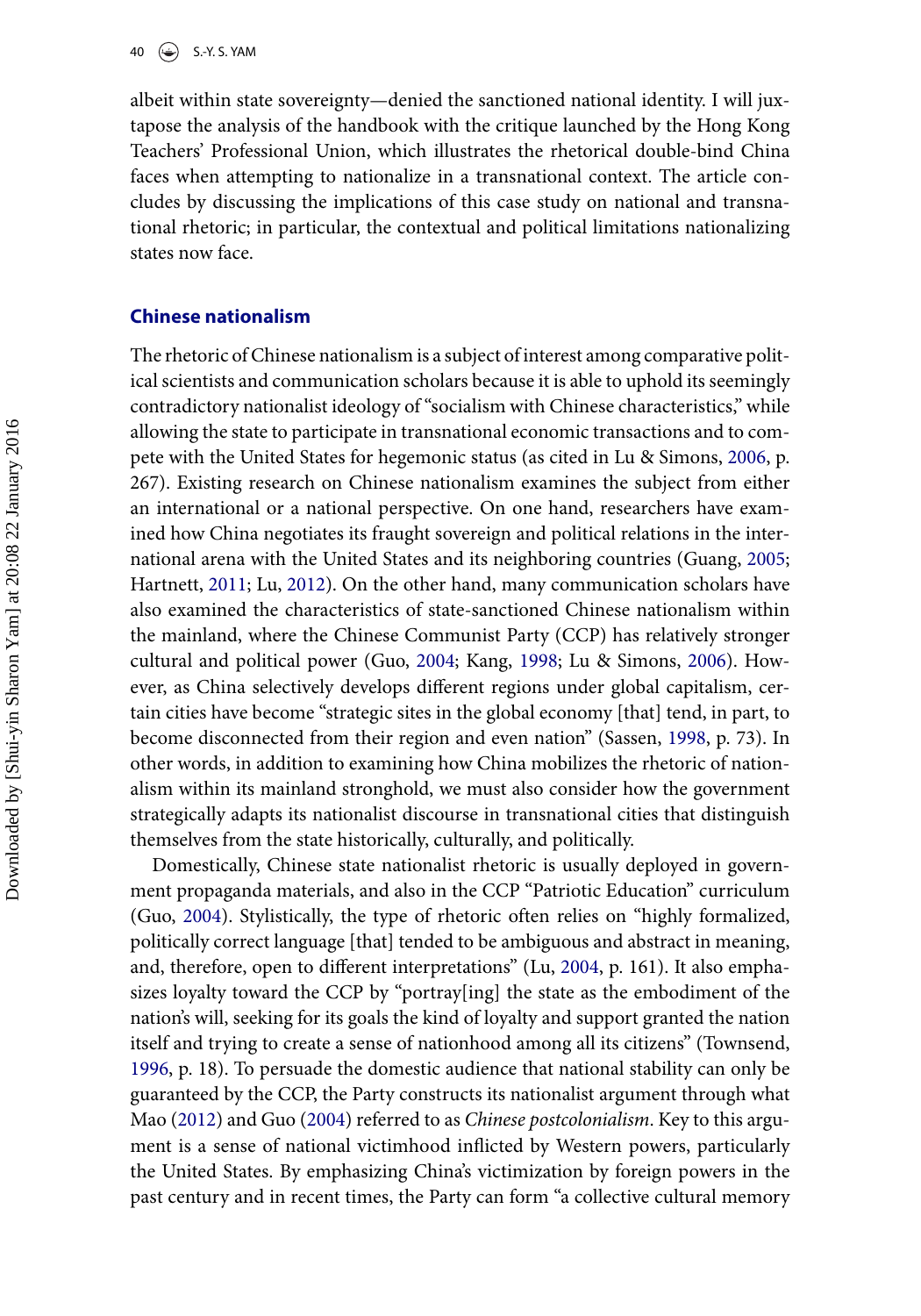albeit within state sovereignty—denied the sanctioned national identity. I will juxtapose the analysis of the handbook with the critique launched by the Hong Kong Teachers' Professional Union, which illustrates the rhetorical double-bind China faces when attempting to nationalize in a transnational context. The article concludes by discussing the implications of this case study on national and transnational rhetoric; in particular, the contextual and political limitations nationalizing states now face.

## Chinese nationalism

The rhetoric of Chinese nationalism is a subject of interest among comparative political scientists and communication scholars because it is able to uphold its seemingly contradictory nationalist ideology of "socialism with Chinese characteristics," while allowing the state to participate in transnational economic transactions and to compete with the United States for hegemonic status (as cited in Lu & Simons, 2006, p. 267). Existing research on Chinese nationalism examines the subject from either an international or a national perspective. On one hand, researchers have examined how China negotiates its fraught sovereign and political relations in the international arena with the United States and its neighboring countries (Guang, 2005; Hartnett, 2011; Lu, 2012). On the other hand, many communication scholars have also examined the characteristics of state-sanctioned Chinese nationalism within the mainland, where the Chinese Communist Party (CCP) has relatively stronger cultural and political power (Guo, 2004; Kang, 1998; Lu & Simons, 2006). However, as China selectively develops different regions under global capitalism, certain cities have become "strategic sites in the global economy [that] tend, in part, to become disconnected from their region and even nation" (Sassen, 1998, p. 73). In other words, in addition to examining how China mobilizes the rhetoric of nationalism within its mainland stronghold, we must also consider how the government strategically adapts its nationalist discourse in transnational cities that distinguish themselves from the state historically, culturally, and politically.

Domestically, Chinese state nationalist rhetoric is usually deployed in government propaganda materials, and also in the CCP "Patriotic Education" curriculum (Guo, 2004). Stylistically, the type of rhetoric often relies on "highly formalized, politically correct language [that] tended to be ambiguous and abstract in meaning, and, therefore, open to different interpretations" (Lu, 2004, p. 161). It also emphasizes loyalty toward the CCP by "portray[ing] the state as the embodiment of the nation's will, seeking for its goals the kind of loyalty and support granted the nation itself and trying to create a sense of nationhood among all its citizens" (Townsend, 1996, p. 18). To persuade the domestic audience that national stability can only be guaranteed by the CCP, the Party constructs its nationalist argument through what Mao (2012) and Guo (2004) referred to as *Chinese postcolonialism*. Key to this argument is a sense of national victimhood inflicted by Western powers, particularly the United States. By emphasizing China's victimization by foreign powers in the past century and in recent times, the Party can form "a collective cultural memory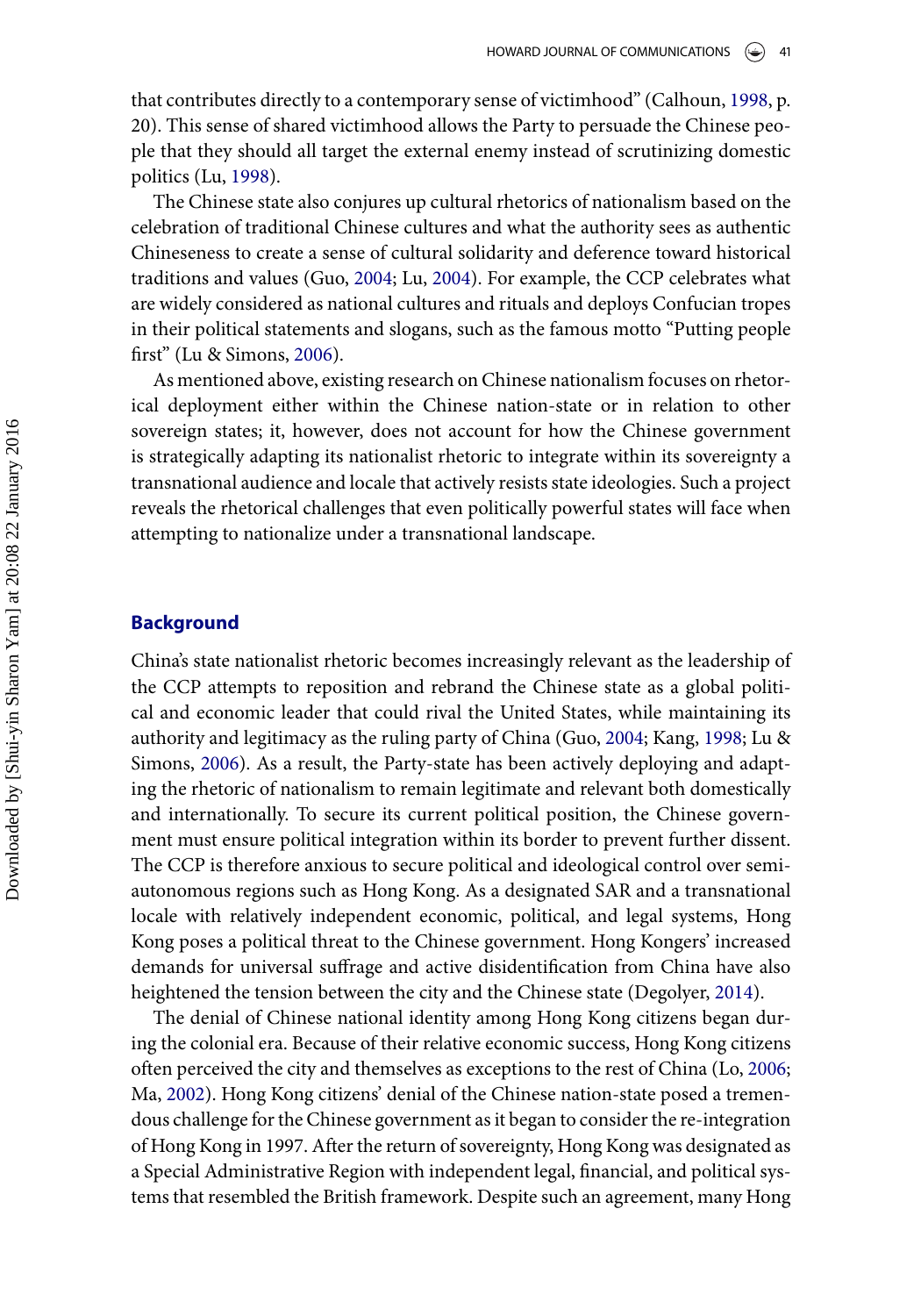that contributes directly to a contemporary sense of victimhood" (Calhoun, 1998, p. 20). This sense of shared victimhood allows the Party to persuade the Chinese people that they should all target the external enemy instead of scrutinizing domestic politics (Lu, 1998).

The Chinese state also conjures up cultural rhetorics of nationalism based on the celebration of traditional Chinese cultures and what the authority sees as authentic Chineseness to create a sense of cultural solidarity and deference toward historical traditions and values (Guo, 2004; Lu, 2004). For example, the CCP celebrates what are widely considered as national cultures and rituals and deploys Confucian tropes in their political statements and slogans, such as the famous motto "Putting people first" (Lu & Simons, 2006).

As mentioned above, existing research on Chinese nationalism focuses on rhetorical deployment either within the Chinese nation-state or in relation to other sovereign states; it, however, does not account for how the Chinese government is strategically adapting its nationalist rhetoric to integrate within its sovereignty a transnational audience and locale that actively resists state ideologies. Such a project reveals the rhetorical challenges that even politically powerful states will face when attempting to nationalize under a transnational landscape.

## Background

China's state nationalist rhetoric becomes increasingly relevant as the leadership of the CCP attempts to reposition and rebrand the Chinese state as a global political and economic leader that could rival the United States, while maintaining its authority and legitimacy as the ruling party of China (Guo, 2004; Kang, 1998; Lu & Simons, 2006). As a result, the Party-state has been actively deploying and adapting the rhetoric of nationalism to remain legitimate and relevant both domestically and internationally. To secure its current political position, the Chinese government must ensure political integration within its border to prevent further dissent. The CCP is therefore anxious to secure political and ideological control over semi-autonomous regions such as Hong Kong. As a designated SAR and a transnational locale with relatively independent economic, political, and legal systems, Hong Kong poses a political threat to the Chinese government. Hong Kongers' increased demands for universal suffrage and active disidentification from China have also heightened the tension between the city and the Chinese state (Degolyer, 2014).

The denial of Chinese national identity among Hong Kong citizens began during the colonial era. Because of their relative economic success, Hong Kong citizens often perceived the city and themselves as exceptions to the rest of China (Lo, 2006; Ma, 2002). Hong Kong citizens' denial of the Chinese nation-state posed a tremendous challenge for the Chinese government as it began to consider the re-integration of Hong Kong in 1997. After the return of sovereignty, Hong Kong was designated as a Special Administrative Region with independent legal, financial, and political systems that resembled the British framework. Despite such an agreement, many Hong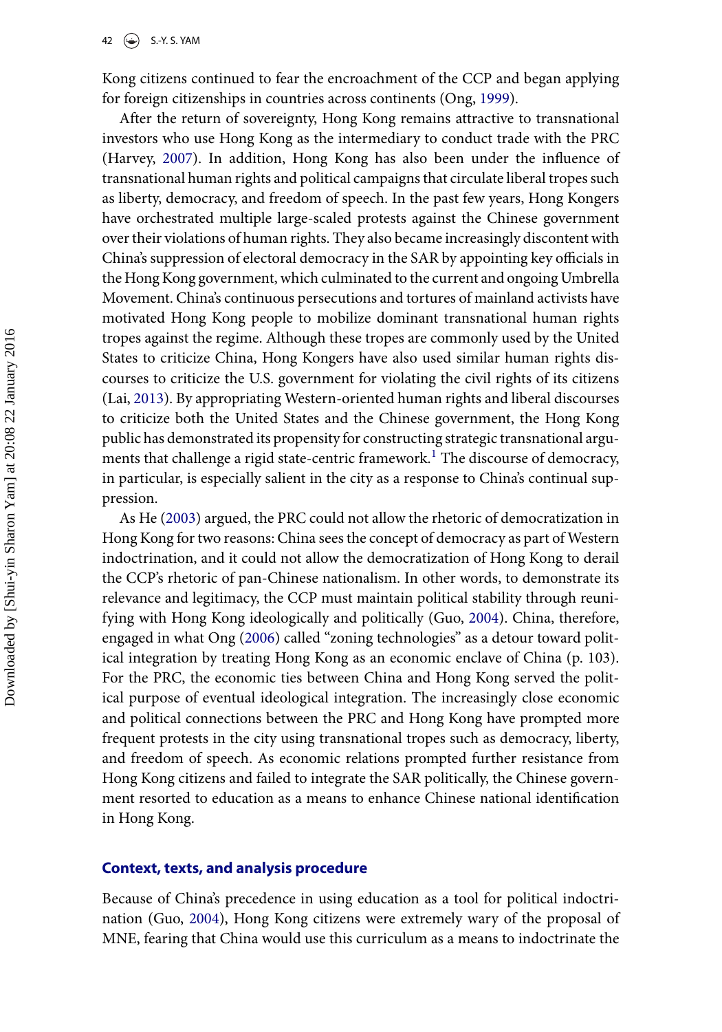Kong citizens continued to fear the encroachment of the CCP and began applying for foreign citizenships in countries across continents (Ong, 1999).

After the return of sovereignty, Hong Kong remains attractive to transnational investors who use Hong Kong as the intermediary to conduct trade with the PRC (Harvey, 2007). In addition, Hong Kong has also been under the influence of transnational human rights and political campaigns that circulate liberal tropes such as liberty, democracy, and freedom of speech. In the past few years, Hong Kongers have orchestrated multiple large-scaled protests against the Chinese government over their violations of human rights. They also became increasingly discontent with China's suppression of electoral democracy in the SAR by appointing key officials in the Hong Kong government, which culminated to the current and ongoing Umbrella Movement. China's continuous persecutions and tortures of mainland activists have motivated Hong Kong people to mobilize dominant transnational human rights tropes against the regime. Although these tropes are commonly used by the United States to criticize China, Hong Kongers have also used similar human rights discourses to criticize the U.S. government for violating the civil rights of its citizens (Lai, 2013). By appropriating Western-oriented human rights and liberal discourses to criticize both the United States and the Chinese government, the Hong Kong public has demonstrated its propensity for constructing strategic transnational arguments that challenge a rigid state-centric framework.[1] The discourse of democracy, in particular, is especially salient in the city as a response to China's continual suppression.

As He (2003) argued, the PRC could not allow the rhetoric of democratization in Hong Kong for two reasons: China sees the concept of democracy as part of Western indoctrination, and it could not allow the democratization of Hong Kong to derail the CCP's rhetoric of pan-Chinese nationalism. In other words, to demonstrate its relevance and legitimacy, the CCP must maintain political stability through reunifying with Hong Kong ideologically and politically (Guo, 2004). China, therefore, engaged in what Ong (2006) called "zoning technologies" as a detour toward political integration by treating Hong Kong as an economic enclave of China (p. 103). For the PRC, the economic ties between China and Hong Kong served the political purpose of eventual ideological integration. The increasingly close economic and political connections between the PRC and Hong Kong have prompted more frequent protests in the city using transnational tropes such as democracy, liberty, and freedom of speech. As economic relations prompted further resistance from Hong Kong citizens and failed to integrate the SAR politically, the Chinese government resorted to education as a means to enhance Chinese national identification in Hong Kong.

## Context, texts, and analysis procedure

Because of China's precedence in using education as a tool for political indoctrination (Guo, 2004), Hong Kong citizens were extremely wary of the proposal of MNE, fearing that China would use this curriculum as a means to indoctrinate the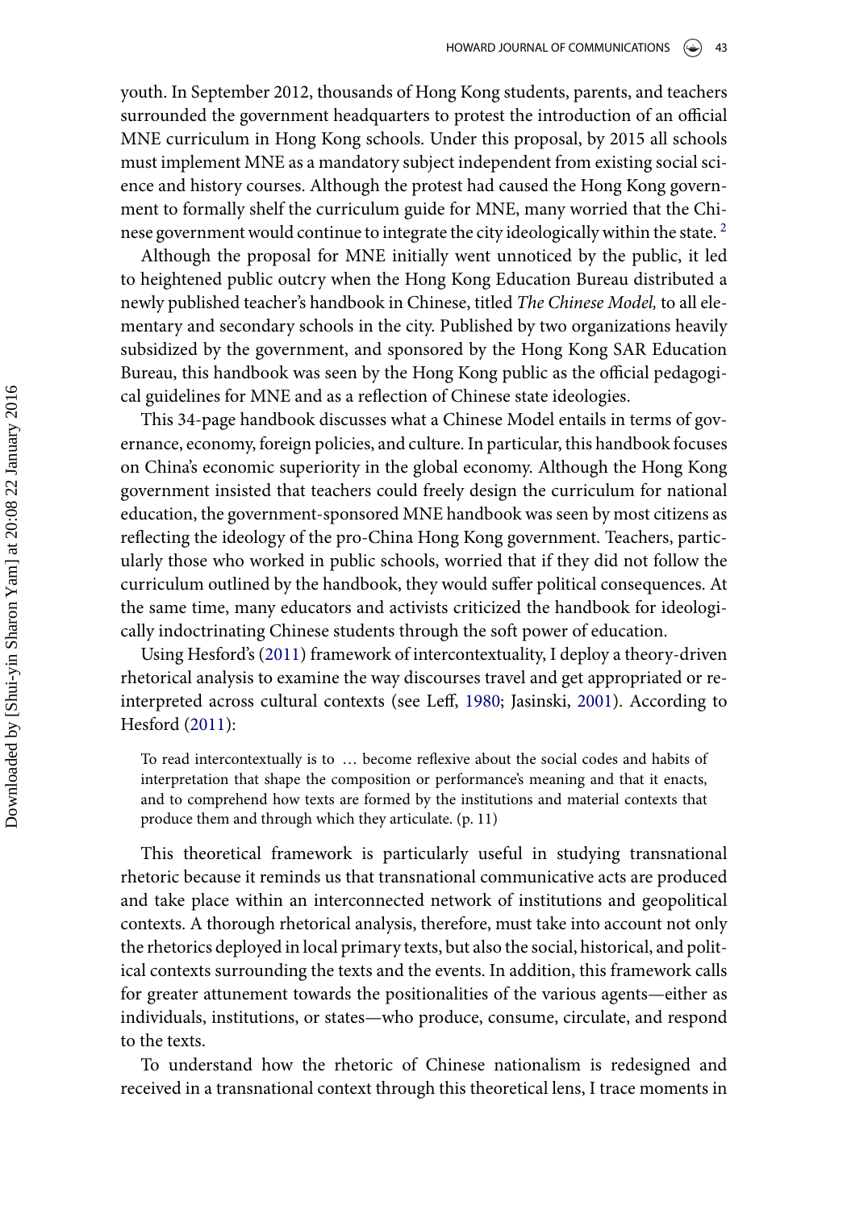youth. In September 2012, thousands of Hong Kong students, parents, and teachers surrounded the government headquarters to protest the introduction of an official MNE curriculum in Hong Kong schools. Under this proposal, by 2015 all schools must implement MNE as a mandatory subject independent from existing social science and history courses. Although the protest had caused the Hong Kong government to formally shelf the curriculum guide for MNE, many worried that the Chinese government would continue to integrate the city ideologically within the state.[2]

Although the proposal for MNE initially went unnoticed by the public, it led to heightened public outcry when the Hong Kong Education Bureau distributed a newly published teacher's handbook in Chinese, titled *The Chinese Model,* to all elementary and secondary schools in the city. Published by two organizations heavily subsidized by the government, and sponsored by the Hong Kong SAR Education Bureau, this handbook was seen by the Hong Kong public as the official pedagogical guidelines for MNE and as a reflection of Chinese state ideologies.

This 34-page handbook discusses what a Chinese Model entails in terms of governance, economy, foreign policies, and culture. In particular, this handbook focuses on China's economic superiority in the global economy. Although the Hong Kong government insisted that teachers could freely design the curriculum for national education, the government-sponsored MNE handbook was seen by most citizens as reflecting the ideology of the pro-China Hong Kong government. Teachers, particularly those who worked in public schools, worried that if they did not follow the curriculum outlined by the handbook, they would suffer political consequences. At the same time, many educators and activists criticized the handbook for ideologically indoctrinating Chinese students through the soft power of education.

Using Hesford's (2011) framework of intercontextuality, I deploy a theory-driven rhetorical analysis to examine the way discourses travel and get appropriated or reinterpreted across cultural contexts (see Leff, 1980; Jasinski, 2001). According to Hesford (2011):

> To read intercontextually is to … become reflexive about the social codes and habits of interpretation that shape the composition or performance's meaning and that it enacts, and to comprehend how texts are formed by the institutions and material contexts that produce them and through which they articulate. (p. 11)

This theoretical framework is particularly useful in studying transnational rhetoric because it reminds us that transnational communicative acts are produced and take place within an interconnected network of institutions and geopolitical contexts. A thorough rhetorical analysis, therefore, must take into account not only the rhetorics deployed in local primary texts, but also the social, historical, and political contexts surrounding the texts and the events. In addition, this framework calls for greater attunement towards the positionalities of the various agents—either as individuals, institutions, or states—who produce, consume, circulate, and respond to the texts.

To understand how the rhetoric of Chinese nationalism is redesigned and received in a transnational context through this theoretical lens, I trace moments in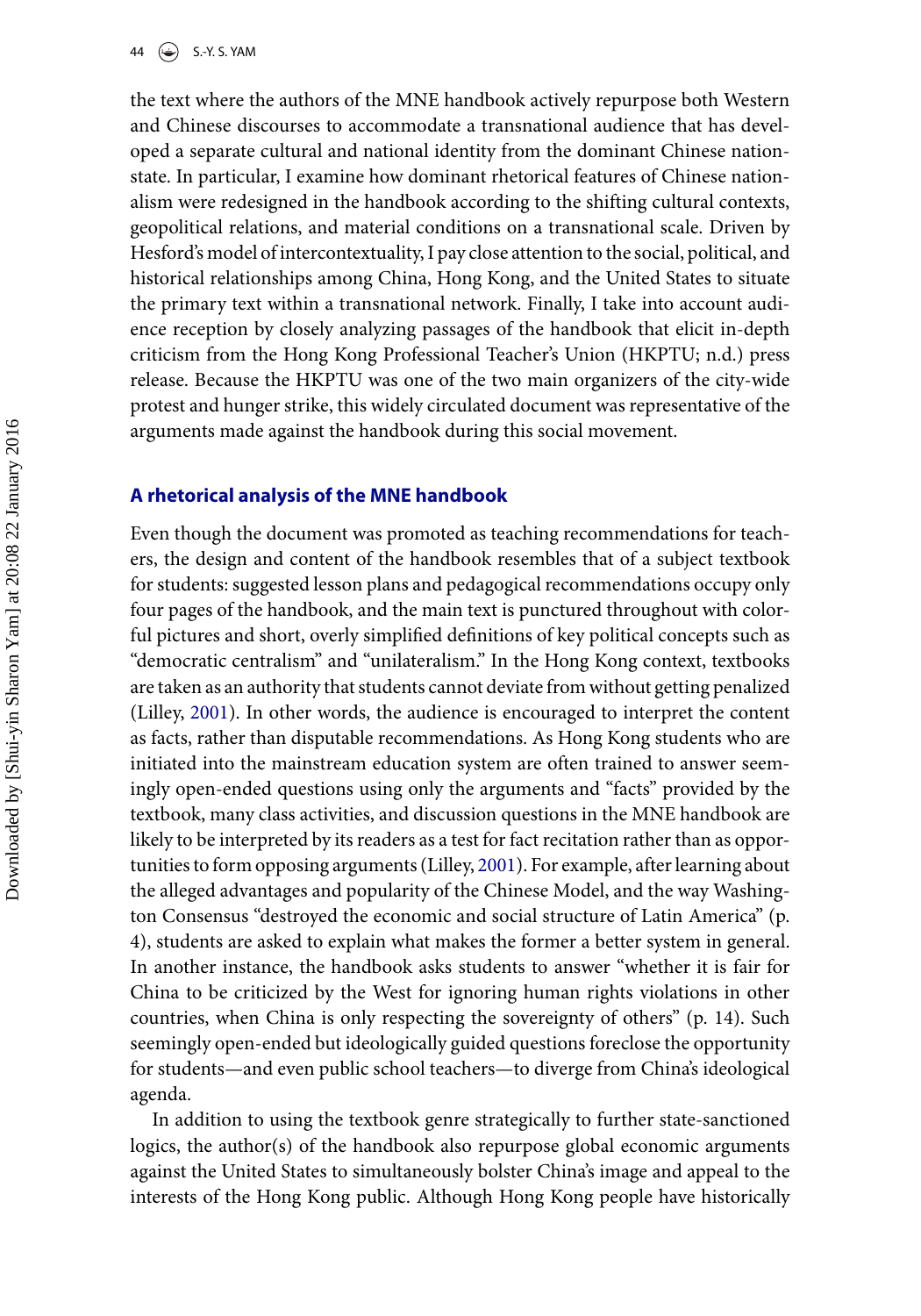the text where the authors of the MNE handbook actively repurpose both Western and Chinese discourses to accommodate a transnational audience that has developed a separate cultural and national identity from the dominant Chinese nation-state. In particular, I examine how dominant rhetorical features of Chinese nationalism were redesigned in the handbook according to the shifting cultural contexts, geopolitical relations, and material conditions on a transnational scale. Driven by Hesford's model of intercontextuality, I pay close attention to the social, political, and historical relationships among China, Hong Kong, and the United States to situate the primary text within a transnational network. Finally, I take into account audience reception by closely analyzing passages of the handbook that elicit in-depth criticism from the Hong Kong Professional Teacher's Union (HKPTU; n.d.) press release. Because the HKPTU was one of the two main organizers of the city-wide protest and hunger strike, this widely circulated document was representative of the arguments made against the handbook during this social movement.

## A rhetorical analysis of the MNE handbook

Even though the document was promoted as teaching recommendations for teachers, the design and content of the handbook resembles that of a subject textbook for students: suggested lesson plans and pedagogical recommendations occupy only four pages of the handbook, and the main text is punctured throughout with colorful pictures and short, overly simplified definitions of key political concepts such as "democratic centralism" and "unilateralism." In the Hong Kong context, textbooks are taken as an authority that students cannot deviate from without getting penalized (Lilley, 2001). In other words, the audience is encouraged to interpret the content as facts, rather than disputable recommendations. As Hong Kong students who are initiated into the mainstream education system are often trained to answer seemingly open-ended questions using only the arguments and "facts" provided by the textbook, many class activities, and discussion questions in the MNE handbook are likely to be interpreted by its readers as a test for fact recitation rather than as opportunities to form opposing arguments (Lilley, 2001). For example, after learning about the alleged advantages and popularity of the Chinese Model, and the way Washington Consensus "destroyed the economic and social structure of Latin America" (p. 4), students are asked to explain what makes the former a better system in general. In another instance, the handbook asks students to answer "whether it is fair for China to be criticized by the West for ignoring human rights violations in other countries, when China is only respecting the sovereignty of others" (p. 14). Such seemingly open-ended but ideologically guided questions foreclose the opportunity for students—and even public school teachers—to diverge from China's ideological agenda.

In addition to using the textbook genre strategically to further state-sanctioned logics, the author(s) of the handbook also repurpose global economic arguments against the United States to simultaneously bolster China's image and appeal to the interests of the Hong Kong public. Although Hong Kong people have historically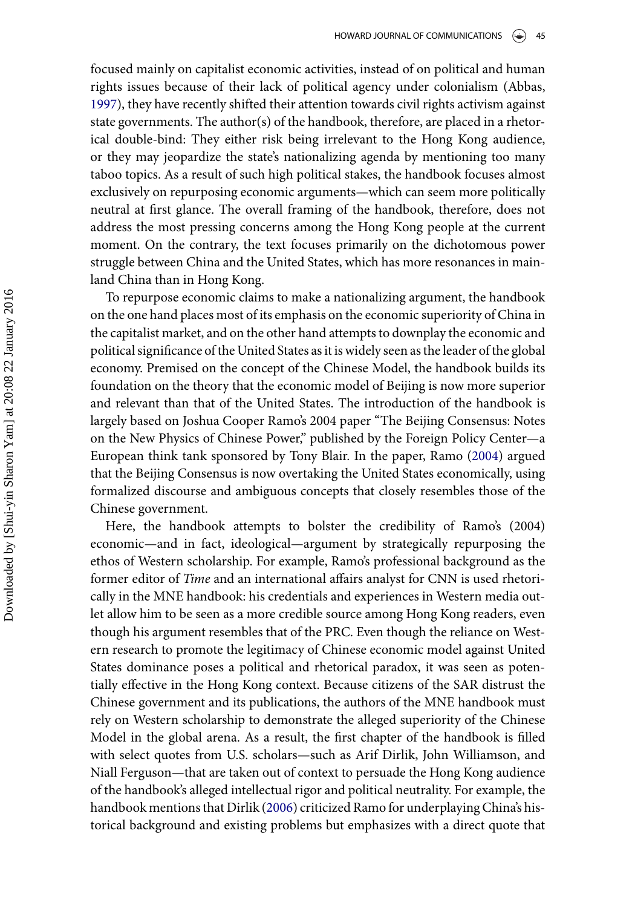focused mainly on capitalist economic activities, instead of on political and human rights issues because of their lack of political agency under colonialism (Abbas, 1997), they have recently shifted their attention towards civil rights activism against state governments. The author(s) of the handbook, therefore, are placed in a rhetorical double-bind: They either risk being irrelevant to the Hong Kong audience, or they may jeopardize the state's nationalizing agenda by mentioning too many taboo topics. As a result of such high political stakes, the handbook focuses almost exclusively on repurposing economic arguments—which can seem more politically neutral at first glance. The overall framing of the handbook, therefore, does not address the most pressing concerns among the Hong Kong people at the current moment. On the contrary, the text focuses primarily on the dichotomous power struggle between China and the United States, which has more resonances in mainland China than in Hong Kong.

To repurpose economic claims to make a nationalizing argument, the handbook on the one hand places most of its emphasis on the economic superiority of China in the capitalist market, and on the other hand attempts to downplay the economic and political significance of the United States as it is widely seen as the leader of the global economy. Premised on the concept of the Chinese Model, the handbook builds its foundation on the theory that the economic model of Beijing is now more superior and relevant than that of the United States. The introduction of the handbook is largely based on Joshua Cooper Ramo's 2004 paper "The Beijing Consensus: Notes on the New Physics of Chinese Power," published by the Foreign Policy Center—a European think tank sponsored by Tony Blair. In the paper, Ramo (2004) argued that the Beijing Consensus is now overtaking the United States economically, using formalized discourse and ambiguous concepts that closely resembles those of the Chinese government.

Here, the handbook attempts to bolster the credibility of Ramo's (2004) economic—and in fact, ideological—argument by strategically repurposing the ethos of Western scholarship. For example, Ramo's professional background as the former editor of *Time* and an international affairs analyst for CNN is used rhetorically in the MNE handbook: his credentials and experiences in Western media outlet allow him to be seen as a more credible source among Hong Kong readers, even though his argument resembles that of the PRC. Even though the reliance on Western research to promote the legitimacy of Chinese economic model against United States dominance poses a political and rhetorical paradox, it was seen as potentially effective in the Hong Kong context. Because citizens of the SAR distrust the Chinese government and its publications, the authors of the MNE handbook must rely on Western scholarship to demonstrate the alleged superiority of the Chinese Model in the global arena. As a result, the first chapter of the handbook is filled with select quotes from U.S. scholars—such as Arif Dirlik, John Williamson, and Niall Ferguson—that are taken out of context to persuade the Hong Kong audience of the handbook's alleged intellectual rigor and political neutrality. For example, the handbook mentions that Dirlik (2006) criticized Ramo for underplaying China's historical background and existing problems but emphasizes with a direct quote that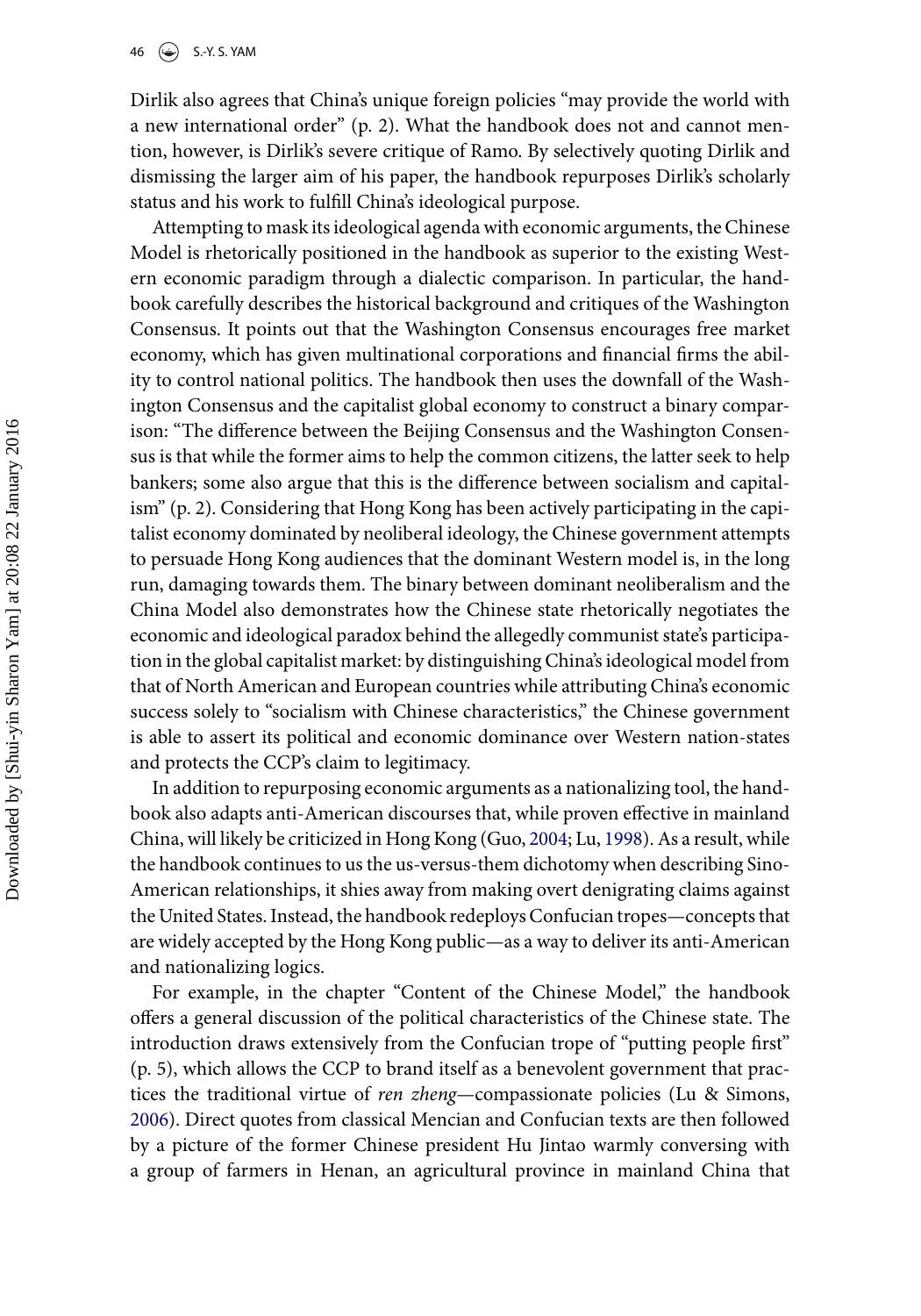Dirlik also agrees that China's unique foreign policies "may provide the world with a new international order" (p. 2). What the handbook does not and cannot mention, however, is Dirlik's severe critique of Ramo. By selectively quoting Dirlik and dismissing the larger aim of his paper, the handbook repurposes Dirlik's scholarly status and his work to fulfill China's ideological purpose.

Attempting to mask its ideological agenda with economic arguments, the Chinese Model is rhetorically positioned in the handbook as superior to the existing Western economic paradigm through a dialectic comparison. In particular, the handbook carefully describes the historical background and critiques of the Washington Consensus. It points out that the Washington Consensus encourages free market economy, which has given multinational corporations and financial firms the ability to control national politics. The handbook then uses the downfall of the Washington Consensus and the capitalist global economy to construct a binary comparison: "The difference between the Beijing Consensus and the Washington Consensus is that while the former aims to help the common citizens, the latter seek to help bankers; some also argue that this is the difference between socialism and capitalism" (p. 2). Considering that Hong Kong has been actively participating in the capitalist economy dominated by neoliberal ideology, the Chinese government attempts to persuade Hong Kong audiences that the dominant Western model is, in the long run, damaging towards them. The binary between dominant neoliberalism and the China Model also demonstrates how the Chinese state rhetorically negotiates the economic and ideological paradox behind the allegedly communist state's participation in the global capitalist market: by distinguishing China's ideological model from that of North American and European countries while attributing China's economic success solely to "socialism with Chinese characteristics," the Chinese government is able to assert its political and economic dominance over Western nation-states and protects the CCP's claim to legitimacy.

In addition to repurposing economic arguments as a nationalizing tool, the handbook also adapts anti-American discourses that, while proven effective in mainland China, will likely be criticized in Hong Kong (Guo, 2004; Lu, 1998). As a result, while the handbook continues to us the us-versus-them dichotomy when describing Sino-American relationships, it shies away from making overt denigrating claims against the United States. Instead, the handbook redeploys Confucian tropes—concepts that are widely accepted by the Hong Kong public—as a way to deliver its anti-American and nationalizing logics.

For example, in the chapter "Content of the Chinese Model," the handbook offers a general discussion of the political characteristics of the Chinese state. The introduction draws extensively from the Confucian trope of "putting people first" (p. 5), which allows the CCP to brand itself as a benevolent government that practices the traditional virtue of *ren zheng*—compassionate policies (Lu & Simons, 2006). Direct quotes from classical Mencian and Confucian texts are then followed by a picture of the former Chinese president Hu Jintao warmly conversing with a group of farmers in Henan, an agricultural province in mainland China that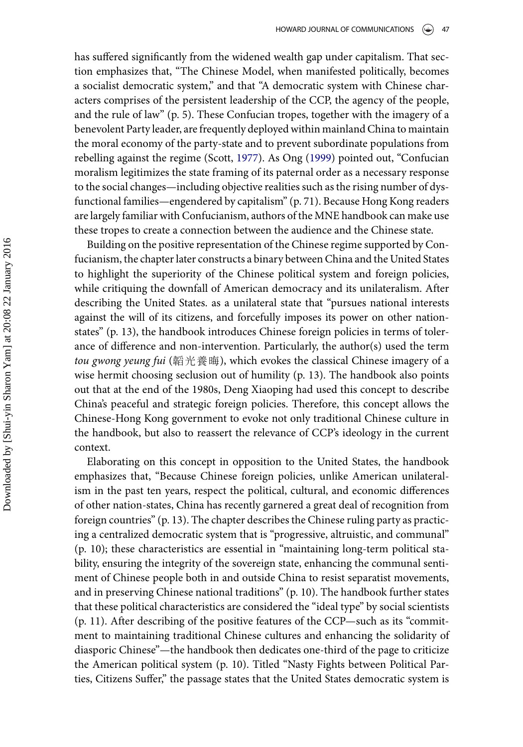has suffered significantly from the widened wealth gap under capitalism. That section emphasizes that, "The Chinese Model, when manifested politically, becomes a socialist democratic system," and that "A democratic system with Chinese characters comprises of the persistent leadership of the CCP, the agency of the people, and the rule of law" (p. 5). These Confucian tropes, together with the imagery of a benevolent Party leader, are frequently deployed within mainland China to maintain the moral economy of the party-state and to prevent subordinate populations from rebelling against the regime (Scott, 1977). As Ong (1999) pointed out, "Confucian moralism legitimizes the state framing of its paternal order as a necessary response to the social changes—including objective realities such as the rising number of dysfunctional families—engendered by capitalism" (p. 71). Because Hong Kong readers are largely familiar with Confucianism, authors of the MNE handbook can make use these tropes to create a connection between the audience and the Chinese state.

Building on the positive representation of the Chinese regime supported by Confucianism, the chapter later constructs a binary between China and the United States to highlight the superiority of the Chinese political system and foreign policies, while critiquing the downfall of American democracy and its unilateralism. After describing the United States. as a unilateral state that "pursues national interests against the will of its citizens, and forcefully imposes its power on other nation-states" (p. 13), the handbook introduces Chinese foreign policies in terms of tolerance of difference and non-intervention. Particularly, the author(s) used the term *tou gwong yeung fui* (韜光養晦), which evokes the classical Chinese imagery of a wise hermit choosing seclusion out of humility (p. 13). The handbook also points out that at the end of the 1980s, Deng Xiaoping had used this concept to describe China's peaceful and strategic foreign policies. Therefore, this concept allows the Chinese-Hong Kong government to evoke not only traditional Chinese culture in the handbook, but also to reassert the relevance of CCP's ideology in the current context.

Elaborating on this concept in opposition to the United States, the handbook emphasizes that, "Because Chinese foreign policies, unlike American unilateralism in the past ten years, respect the political, cultural, and economic differences of other nation-states, China has recently garnered a great deal of recognition from foreign countries" (p. 13). The chapter describes the Chinese ruling party as practicing a centralized democratic system that is "progressive, altruistic, and communal" (p. 10); these characteristics are essential in "maintaining long-term political stability, ensuring the integrity of the sovereign state, enhancing the communal sentiment of Chinese people both in and outside China to resist separatist movements, and in preserving Chinese national traditions" (p. 10). The handbook further states that these political characteristics are considered the "ideal type" by social scientists (p. 11). After describing of the positive features of the CCP—such as its "commitment to maintaining traditional Chinese cultures and enhancing the solidarity of diasporic Chinese"—the handbook then dedicates one-third of the page to criticize the American political system (p. 10). Titled "Nasty Fights between Political Parties, Citizens Suffer," the passage states that the United States democratic system is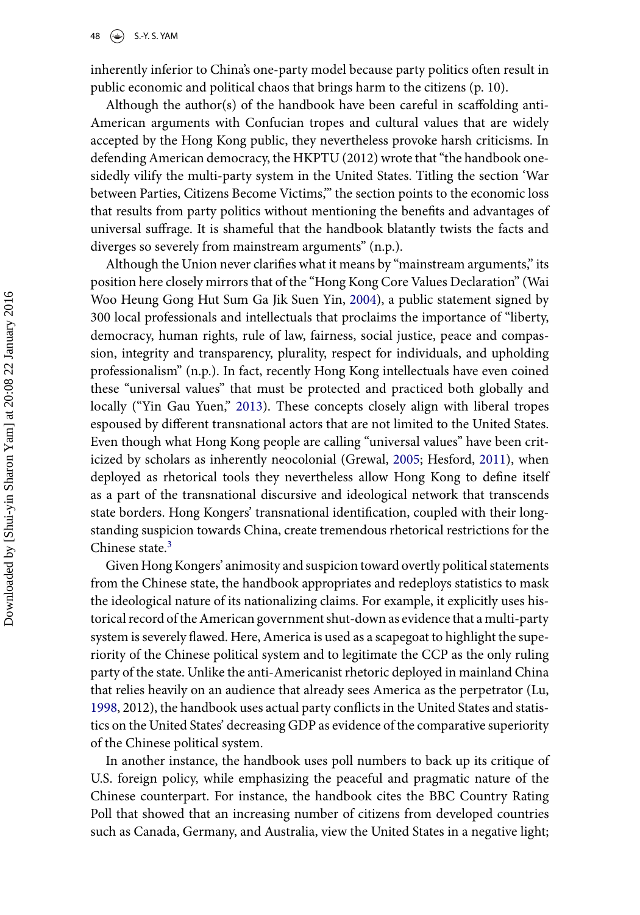inherently inferior to China's one-party model because party politics often result in public economic and political chaos that brings harm to the citizens (p. 10).

Although the author(s) of the handbook have been careful in scaffolding anti-American arguments with Confucian tropes and cultural values that are widely accepted by the Hong Kong public, they nevertheless provoke harsh criticisms. In defending American democracy, the HKPTU (2012) wrote that "the handbook one-sidedly vilify the multi-party system in the United States. Titling the section 'War between Parties, Citizens Become Victims,'" the section points to the economic loss that results from party politics without mentioning the benefits and advantages of universal suffrage. It is shameful that the handbook blatantly twists the facts and diverges so severely from mainstream arguments" (n.p.).

Although the Union never clarifies what it means by "mainstream arguments," its position here closely mirrors that of the "Hong Kong Core Values Declaration" (Wai Woo Heung Gong Hut Sum Ga Jik Suen Yin, 2004), a public statement signed by 300 local professionals and intellectuals that proclaims the importance of "liberty, democracy, human rights, rule of law, fairness, social justice, peace and compassion, integrity and transparency, plurality, respect for individuals, and upholding professionalism" (n.p.). In fact, recently Hong Kong intellectuals have even coined these "universal values" that must be protected and practiced both globally and locally ("Yin Gau Yuen," 2013). These concepts closely align with liberal tropes espoused by different transnational actors that are not limited to the United States. Even though what Hong Kong people are calling "universal values" have been criticized by scholars as inherently neocolonial (Grewal, 2005; Hesford, 2011), when deployed as rhetorical tools they nevertheless allow Hong Kong to define itself as a part of the transnational discursive and ideological network that transcends state borders. Hong Kongers' transnational identification, coupled with their long-standing suspicion towards China, create tremendous rhetorical restrictions for the Chinese state.[3]

Given Hong Kongers' animosity and suspicion toward overtly political statements from the Chinese state, the handbook appropriates and redeploys statistics to mask the ideological nature of its nationalizing claims. For example, it explicitly uses historical record of the American government shut-down as evidence that a multi-party system is severely flawed. Here, America is used as a scapegoat to highlight the superiority of the Chinese political system and to legitimate the CCP as the only ruling party of the state. Unlike the anti-Americanist rhetoric deployed in mainland China that relies heavily on an audience that already sees America as the perpetrator (Lu, 1998, 2012), the handbook uses actual party conflicts in the United States and statistics on the United States' decreasing GDP as evidence of the comparative superiority of the Chinese political system.

In another instance, the handbook uses poll numbers to back up its critique of U.S. foreign policy, while emphasizing the peaceful and pragmatic nature of the Chinese counterpart. For instance, the handbook cites the BBC Country Rating Poll that showed that an increasing number of citizens from developed countries such as Canada, Germany, and Australia, view the United States in a negative light;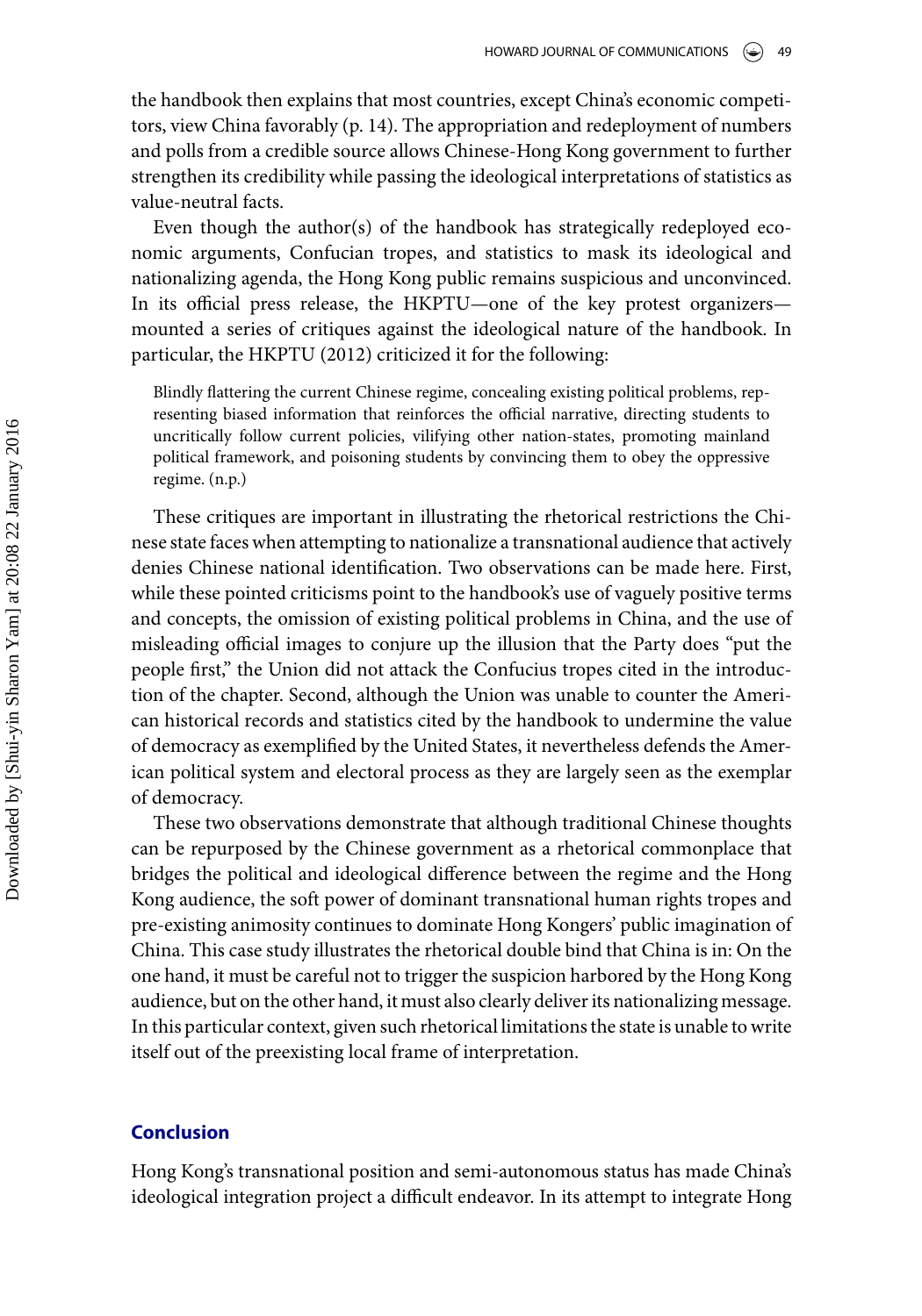the handbook then explains that most countries, except China's economic competitors, view China favorably (p. 14). The appropriation and redeployment of numbers and polls from a credible source allows Chinese-Hong Kong government to further strengthen its credibility while passing the ideological interpretations of statistics as value-neutral facts.

Even though the author(s) of the handbook has strategically redeployed economic arguments, Confucian tropes, and statistics to mask its ideological and nationalizing agenda, the Hong Kong public remains suspicious and unconvinced. In its official press release, the HKPTU—one of the key protest organizers—mounted a series of critiques against the ideological nature of the handbook. In particular, the HKPTU (2012) criticized it for the following:

> Blindly flattering the current Chinese regime, concealing existing political problems, representing biased information that reinforces the official narrative, directing students to uncritically follow current policies, vilifying other nation-states, promoting mainland political framework, and poisoning students by convincing them to obey the oppressive regime. (n.p.)

These critiques are important in illustrating the rhetorical restrictions the Chinese state faces when attempting to nationalize a transnational audience that actively denies Chinese national identification. Two observations can be made here. First, while these pointed criticisms point to the handbook's use of vaguely positive terms and concepts, the omission of existing political problems in China, and the use of misleading official images to conjure up the illusion that the Party does "put the people first," the Union did not attack the Confucius tropes cited in the introduction of the chapter. Second, although the Union was unable to counter the American historical records and statistics cited by the handbook to undermine the value of democracy as exemplified by the United States, it nevertheless defends the American political system and electoral process as they are largely seen as the exemplar of democracy.

These two observations demonstrate that although traditional Chinese thoughts can be repurposed by the Chinese government as a rhetorical commonplace that bridges the political and ideological difference between the regime and the Hong Kong audience, the soft power of dominant transnational human rights tropes and pre-existing animosity continues to dominate Hong Kongers' public imagination of China. This case study illustrates the rhetorical double bind that China is in: On the one hand, it must be careful not to trigger the suspicion harbored by the Hong Kong audience, but on the other hand, it must also clearly deliver its nationalizing message. In this particular context, given such rhetorical limitations the state is unable to write itself out of the preexisting local frame of interpretation.

## Conclusion

Hong Kong's transnational position and semi-autonomous status has made China's ideological integration project a difficult endeavor. In its attempt to integrate Hong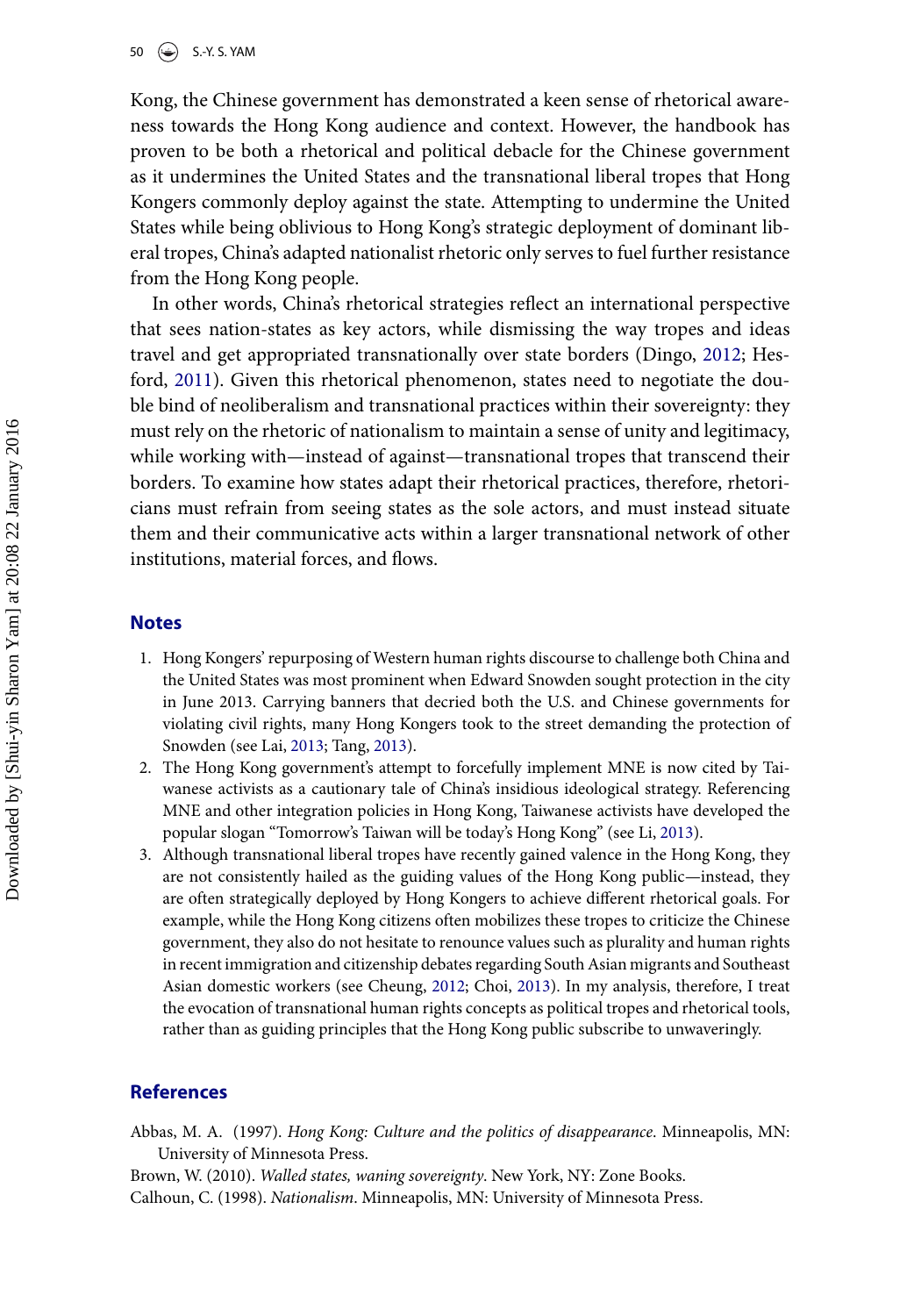Kong, the Chinese government has demonstrated a keen sense of rhetorical awareness towards the Hong Kong audience and context. However, the handbook has proven to be both a rhetorical and political debacle for the Chinese government as it undermines the United States and the transnational liberal tropes that Hong Kongers commonly deploy against the state. Attempting to undermine the United States while being oblivious to Hong Kong's strategic deployment of dominant liberal tropes, China's adapted nationalist rhetoric only serves to fuel further resistance from the Hong Kong people.

In other words, China's rhetorical strategies reflect an international perspective that sees nation-states as key actors, while dismissing the way tropes and ideas travel and get appropriated transnationally over state borders (Dingo, 2012; Hesford, 2011). Given this rhetorical phenomenon, states need to negotiate the double bind of neoliberalism and transnational practices within their sovereignty: they must rely on the rhetoric of nationalism to maintain a sense of unity and legitimacy, while working with—instead of against—transnational tropes that transcend their borders. To examine how states adapt their rhetorical practices, therefore, rhetoricians must refrain from seeing states as the sole actors, and must instead situate them and their communicative acts within a larger transnational network of other institutions, material forces, and flows.

## Notes

1. Hong Kongers' repurposing of Western human rights discourse to challenge both China and the United States was most prominent when Edward Snowden sought protection in the city in June 2013. Carrying banners that decried both the U.S. and Chinese governments for violating civil rights, many Hong Kongers took to the street demanding the protection of Snowden (see Lai, 2013; Tang, 2013).
2. The Hong Kong government's attempt to forcefully implement MNE is now cited by Taiwanese activists as a cautionary tale of China's insidious ideological strategy. Referencing MNE and other integration policies in Hong Kong, Taiwanese activists have developed the popular slogan "Tomorrow's Taiwan will be today's Hong Kong" (see Li, 2013).
3. Although transnational liberal tropes have recently gained valence in the Hong Kong, they are not consistently hailed as the guiding values of the Hong Kong public—instead, they are often strategically deployed by Hong Kongers to achieve different rhetorical goals. For example, while the Hong Kong citizens often mobilizes these tropes to criticize the Chinese government, they also do not hesitate to renounce values such as plurality and human rights in recent immigration and citizenship debates regarding South Asian migrants and Southeast Asian domestic workers (see Cheung, 2012; Choi, 2013). In my analysis, therefore, I treat the evocation of transnational human rights concepts as political tropes and rhetorical tools, rather than as guiding principles that the Hong Kong public subscribe to unwaveringly.

## References

Abbas, M. A. (1997). *Hong Kong: Culture and the politics of disappearance*. Minneapolis, MN: University of Minnesota Press.

Brown, W. (2010). *Walled states, waning sovereignty*. New York, NY: Zone Books.

Calhoun, C. (1998). *Nationalism*. Minneapolis, MN: University of Minnesota Press.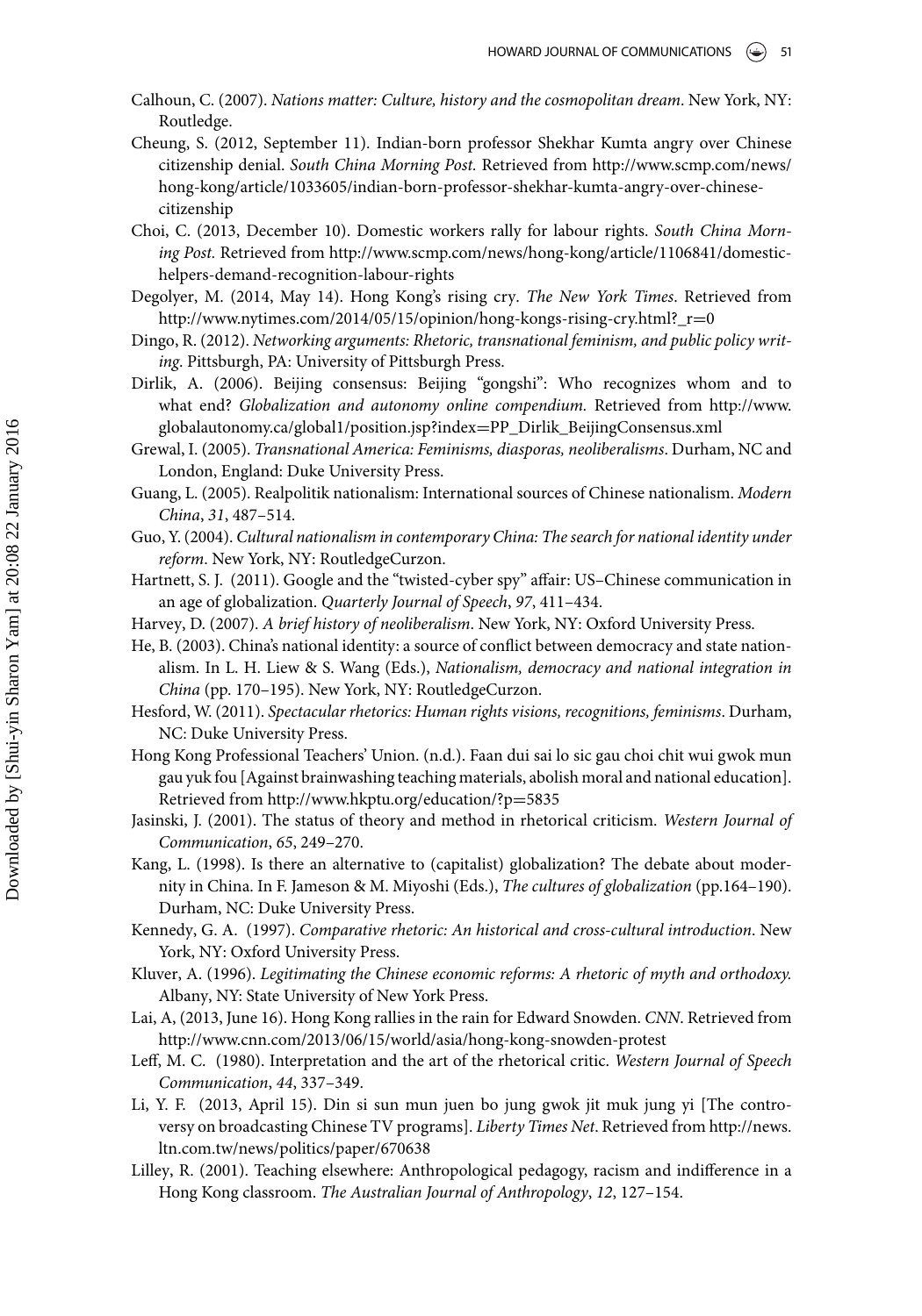Calhoun, C. (2007). *Nations matter: Culture, history and the cosmopolitan dream*. New York, NY: Routledge.

Cheung, S. (2012, September 11). Indian-born professor Shekhar Kumta angry over Chinese citizenship denial. *South China Morning Post.* Retrieved from http://www.scmp.com/news/hong-kong/article/1033605/indian-born-professor-shekhar-kumta-angry-over-chinese-citizenship

Choi, C. (2013, December 10). Domestic workers rally for labour rights. *South China Morning Post.* Retrieved from http://www.scmp.com/news/hong-kong/article/1106841/domestic-helpers-demand-recognition-labour-rights

Degolyer, M. (2014, May 14). Hong Kong's rising cry. *The New York Times*. Retrieved from http://www.nytimes.com/2014/05/15/opinion/hong-kongs-rising-cry.html?_r=0

Dingo, R. (2012). *Networking arguments: Rhetoric, transnational feminism, and public policy writing*. Pittsburgh, PA: University of Pittsburgh Press.

Dirlik, A. (2006). Beijing consensus: Beijing "gongshi": Who recognizes whom and to what end? *Globalization and autonomy online compendium.* Retrieved from http://www.globalautonomy.ca/global1/position.jsp?index=PP_Dirlik_BeijingConsensus.xml

Grewal, I. (2005). *Transnational America: Feminisms, diasporas, neoliberalisms*. Durham, NC and London, England: Duke University Press.

Guang, L. (2005). Realpolitik nationalism: International sources of Chinese nationalism. *Modern China*, *31*, 487–514.

Guo, Y. (2004). *Cultural nationalism in contemporary China: The search for national identity under reform*. New York, NY: RoutledgeCurzon.

Hartnett, S. J. (2011). Google and the "twisted-cyber spy" affair: US–Chinese communication in an age of globalization. *Quarterly Journal of Speech*, *97*, 411–434.

Harvey, D. (2007). *A brief history of neoliberalism*. New York, NY: Oxford University Press.

He, B. (2003). China's national identity: a source of conflict between democracy and state nationalism. In L. H. Liew & S. Wang (Eds.), *Nationalism, democracy and national integration in China* (pp. 170–195). New York, NY: RoutledgeCurzon.

Hesford, W. (2011). *Spectacular rhetorics: Human rights visions, recognitions, feminisms*. Durham, NC: Duke University Press.

Hong Kong Professional Teachers' Union. (n.d.). Faan dui sai lo sic gau choi chit wui gwok mun gau yuk fou [Against brainwashing teaching materials, abolish moral and national education]. Retrieved from http://www.hkptu.org/education/?p=5835

Jasinski, J. (2001). The status of theory and method in rhetorical criticism. *Western Journal of Communication*, *65*, 249–270.

Kang, L. (1998). Is there an alternative to (capitalist) globalization? The debate about modernity in China. In F. Jameson & M. Miyoshi (Eds.), *The cultures of globalization* (pp.164–190). Durham, NC: Duke University Press.

Kennedy, G. A. (1997). *Comparative rhetoric: An historical and cross-cultural introduction*. New York, NY: Oxford University Press.

Kluver, A. (1996). *Legitimating the Chinese economic reforms: A rhetoric of myth and orthodoxy.* Albany, NY: State University of New York Press.

Lai, A, (2013, June 16). Hong Kong rallies in the rain for Edward Snowden. *CNN*. Retrieved from http://www.cnn.com/2013/06/15/world/asia/hong-kong-snowden-protest

Leff, M. C. (1980). Interpretation and the art of the rhetorical critic. *Western Journal of Speech Communication*, *44*, 337–349.

Li, Y. F. (2013, April 15). Din si sun mun juen bo jung gwok jit muk jung yi [The controversy on broadcasting Chinese TV programs]. *Liberty Times Net*. Retrieved from http://news.ltn.com.tw/news/politics/paper/670638

Lilley, R. (2001). Teaching elsewhere: Anthropological pedagogy, racism and indifference in a Hong Kong classroom. *The Australian Journal of Anthropology*, *12*, 127–154.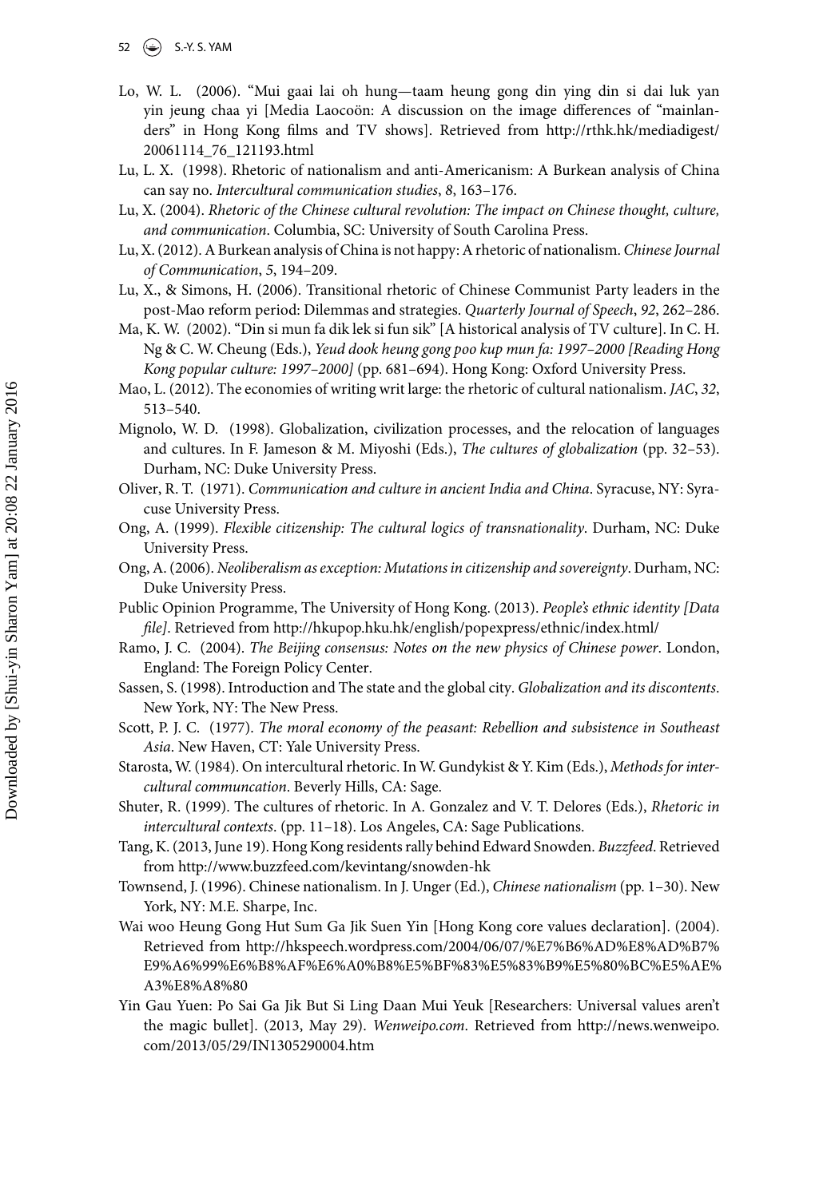Lo, W. L. (2006). "Mui gaai lai oh hung—taam heung gong din ying din si dai luk yan yin jeung chaa yi [Media Laocoön: A discussion on the image differences of "mainlanders" in Hong Kong films and TV shows]. Retrieved from http://rthk.hk/mediadigest/20061114_76_121193.html

Lu, L. X. (1998). Rhetoric of nationalism and anti-Americanism: A Burkean analysis of China can say no. *Intercultural communication studies*, *8*, 163–176.

Lu, X. (2004). *Rhetoric of the Chinese cultural revolution: The impact on Chinese thought, culture, and communication*. Columbia, SC: University of South Carolina Press.

Lu, X. (2012). A Burkean analysis of China is not happy: A rhetoric of nationalism. *Chinese Journal of Communication*, *5*, 194–209.

Lu, X., & Simons, H. (2006). Transitional rhetoric of Chinese Communist Party leaders in the post-Mao reform period: Dilemmas and strategies. *Quarterly Journal of Speech*, *92*, 262–286.

Ma, K. W. (2002). "Din si mun fa dik lek si fun sik" [A historical analysis of TV culture]. In C. H. Ng & C. W. Cheung (Eds.), *Yeud dook heung gong poo kup mun fa: 1997–2000 [Reading Hong Kong popular culture: 1997–2000]* (pp. 681–694). Hong Kong: Oxford University Press.

Mao, L. (2012). The economies of writing writ large: the rhetoric of cultural nationalism. *JAC*, *32*, 513–540.

Mignolo, W. D. (1998). Globalization, civilization processes, and the relocation of languages and cultures. In F. Jameson & M. Miyoshi (Eds.), *The cultures of globalization* (pp. 32–53). Durham, NC: Duke University Press.

Oliver, R. T. (1971). *Communication and culture in ancient India and China*. Syracuse, NY: Syracuse University Press.

Ong, A. (1999). *Flexible citizenship: The cultural logics of transnationality*. Durham, NC: Duke University Press.

Ong, A. (2006). *Neoliberalism as exception: Mutations in citizenship and sovereignty*. Durham, NC: Duke University Press.

Public Opinion Programme, The University of Hong Kong. (2013). *People's ethnic identity [Data file]*. Retrieved from http://hkupop.hku.hk/english/popexpress/ethnic/index.html/

Ramo, J. C. (2004). *The Beijing consensus: Notes on the new physics of Chinese power*. London, England: The Foreign Policy Center.

Sassen, S. (1998). Introduction and The state and the global city. *Globalization and its discontents*. New York, NY: The New Press.

Scott, P. J. C. (1977). *The moral economy of the peasant: Rebellion and subsistence in Southeast Asia*. New Haven, CT: Yale University Press.

Starosta, W. (1984). On intercultural rhetoric. In W. Gundykist & Y. Kim (Eds.), *Methods for intercultural communcation*. Beverly Hills, CA: Sage.

Shuter, R. (1999). The cultures of rhetoric. In A. Gonzalez and V. T. Delores (Eds.), *Rhetoric in intercultural contexts*. (pp. 11–18). Los Angeles, CA: Sage Publications.

Tang, K. (2013, June 19). Hong Kong residents rally behind Edward Snowden. *Buzzfeed*. Retrieved from http://www.buzzfeed.com/kevintang/snowden-hk

Townsend, J. (1996). Chinese nationalism. In J. Unger (Ed.), *Chinese nationalism* (pp. 1–30). New York, NY: M.E. Sharpe, Inc.

Wai woo Heung Gong Hut Sum Ga Jik Suen Yin [Hong Kong core values declaration]. (2004). Retrieved from http://hkspeech.wordpress.com/2004/06/07/%E7%B6%AD%E8%AD%B7%E9%A6%99%E6%B8%AF%E6%A0%B8%E5%BF%83%E5%83%B9%E5%80%BC%E5%AE%A3%E8%A8%80

Yin Gau Yuen: Po Sai Ga Jik But Si Ling Daan Mui Yeuk [Researchers: Universal values aren't the magic bullet]. (2013, May 29). *Wenweipo.com*. Retrieved from http://news.wenweipo.com/2013/05/29/IN1305290004.htm